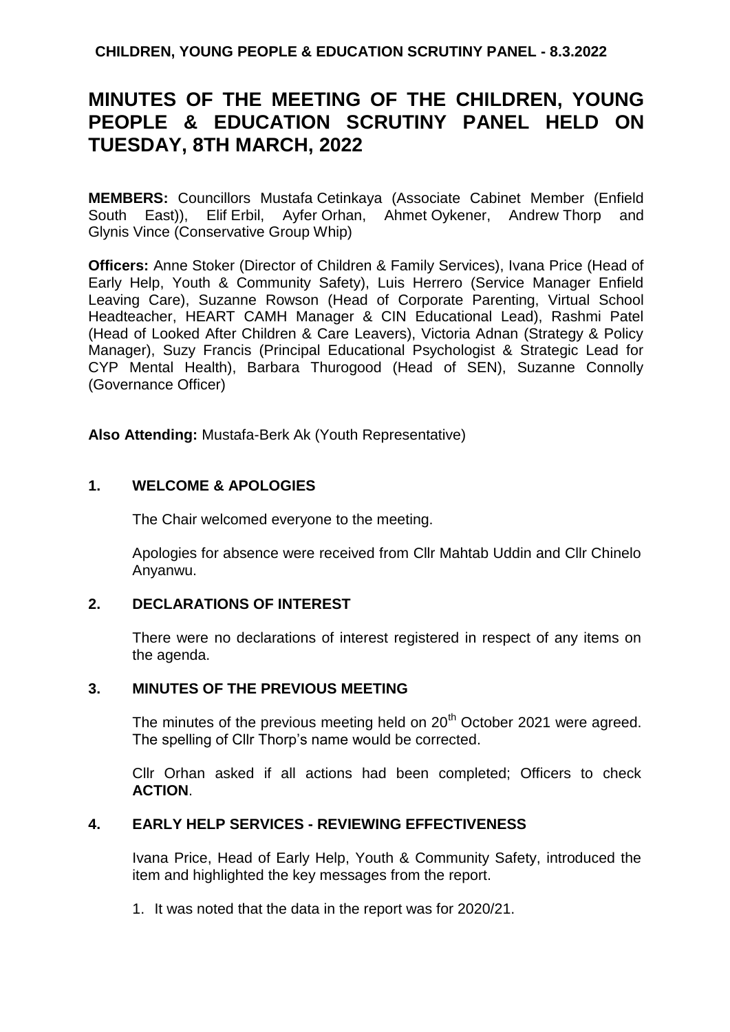# MINUTES OF THE MEETING OF THE CHILDREN, YOUNG PEOPLE & EDUCATION SCRUTINY PANEL HELD ON TUESDAY, 8TH MARCH, 2022

**MEMBERS:** Councillors Mustafa Cetinkaya (Associate Cabinet Member (Enfield South East)), Elif Erbil, Ayfer Orhan, Ahmet Oykener, Andrew Thorp and Glynis Vince (Conservative Group Whip)

**Officers:** Anne Stoker (Director of Children & Family Services), Ivana Price (Head of Early Help, Youth & Community Safety), Luis Herrero (Service Manager Enfield Leaving Care), Suzanne Rowson (Head of Corporate Parenting, Virtual School Headteacher, HEART CAMH Manager & CIN Educational Lead), Rashmi Patel (Head of Looked After Children & Care Leavers), Victoria Adnan (Strategy & Policy Manager), Suzy Francis (Principal Educational Psychologist & Strategic Lead for CYP Mental Health), Barbara Thurogood (Head of SEN), Suzanne Connolly (Governance Officer)

**Also Attending:** Mustafa-Berk Ak (Youth Representative)

## 1. WELCOME & APOLOGIES

The Chair welcomed everyone to the meeting.

Apologies for absence were received from Cllr Mahtab Uddin and Cllr Chinelo Anyanwu.

## 2. DECLARATIONS OF INTEREST

There were no declarations of interest registered in respect of any items on the agenda.

## 3. MINUTES OF THE PREVIOUS MEETING

The minutes of the previous meeting held on 20th October 2021 were agreed. The spelling of Cllr Thorp's name would be corrected.

Cllr Orhan asked if all actions had been completed; Officers to check **ACTION**.

## 4. EARLY HELP SERVICES - REVIEWING EFFECTIVENESS

Ivana Price, Head of Early Help, Youth & Community Safety, introduced the item and highlighted the key messages from the report.

1. It was noted that the data in the report was for 2020/21.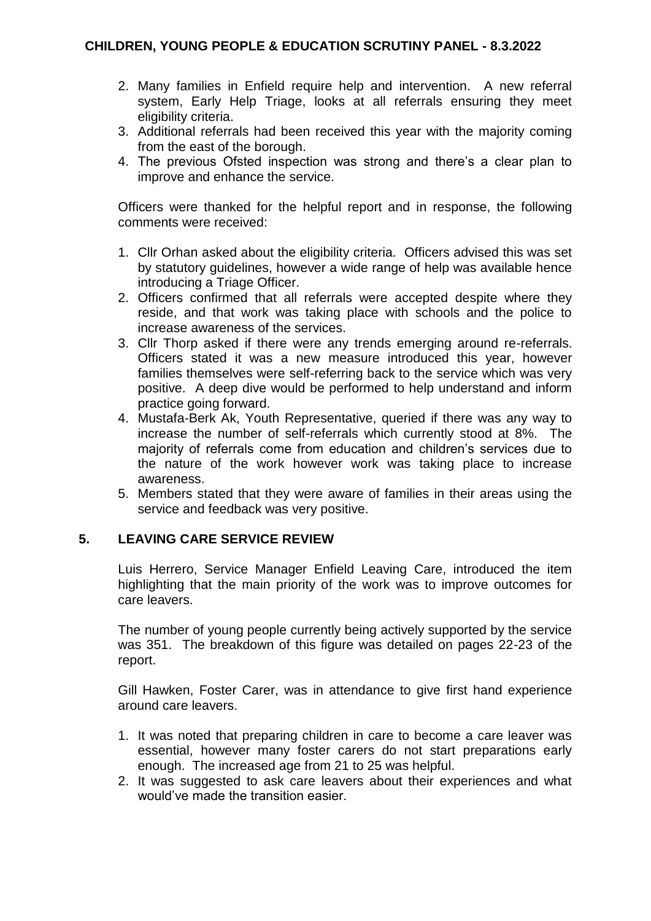2. Many families in Enfield require help and intervention. A new referral system, Early Help Triage, looks at all referrals ensuring they meet eligibility criteria.
3. Additional referrals had been received this year with the majority coming from the east of the borough.
4. The previous Ofsted inspection was strong and there's a clear plan to improve and enhance the service.

Officers were thanked for the helpful report and in response, the following comments were received:

1. Cllr Orhan asked about the eligibility criteria. Officers advised this was set by statutory guidelines, however a wide range of help was available hence introducing a Triage Officer.
2. Officers confirmed that all referrals were accepted despite where they reside, and that work was taking place with schools and the police to increase awareness of the services.
3. Cllr Thorp asked if there were any trends emerging around re-referrals. Officers stated it was a new measure introduced this year, however families themselves were self-referring back to the service which was very positive. A deep dive would be performed to help understand and inform practice going forward.
4. Mustafa-Berk Ak, Youth Representative, queried if there was any way to increase the number of self-referrals which currently stood at 8%. The majority of referrals come from education and children's services due to the nature of the work however work was taking place to increase awareness.
5. Members stated that they were aware of families in their areas using the service and feedback was very positive.

## 5. LEAVING CARE SERVICE REVIEW

Luis Herrero, Service Manager Enfield Leaving Care, introduced the item highlighting that the main priority of the work was to improve outcomes for care leavers.

The number of young people currently being actively supported by the service was 351. The breakdown of this figure was detailed on pages 22-23 of the report.

Gill Hawken, Foster Carer, was in attendance to give first hand experience around care leavers.

1. It was noted that preparing children in care to become a care leaver was essential, however many foster carers do not start preparations early enough. The increased age from 21 to 25 was helpful.
2. It was suggested to ask care leavers about their experiences and what would've made the transition easier.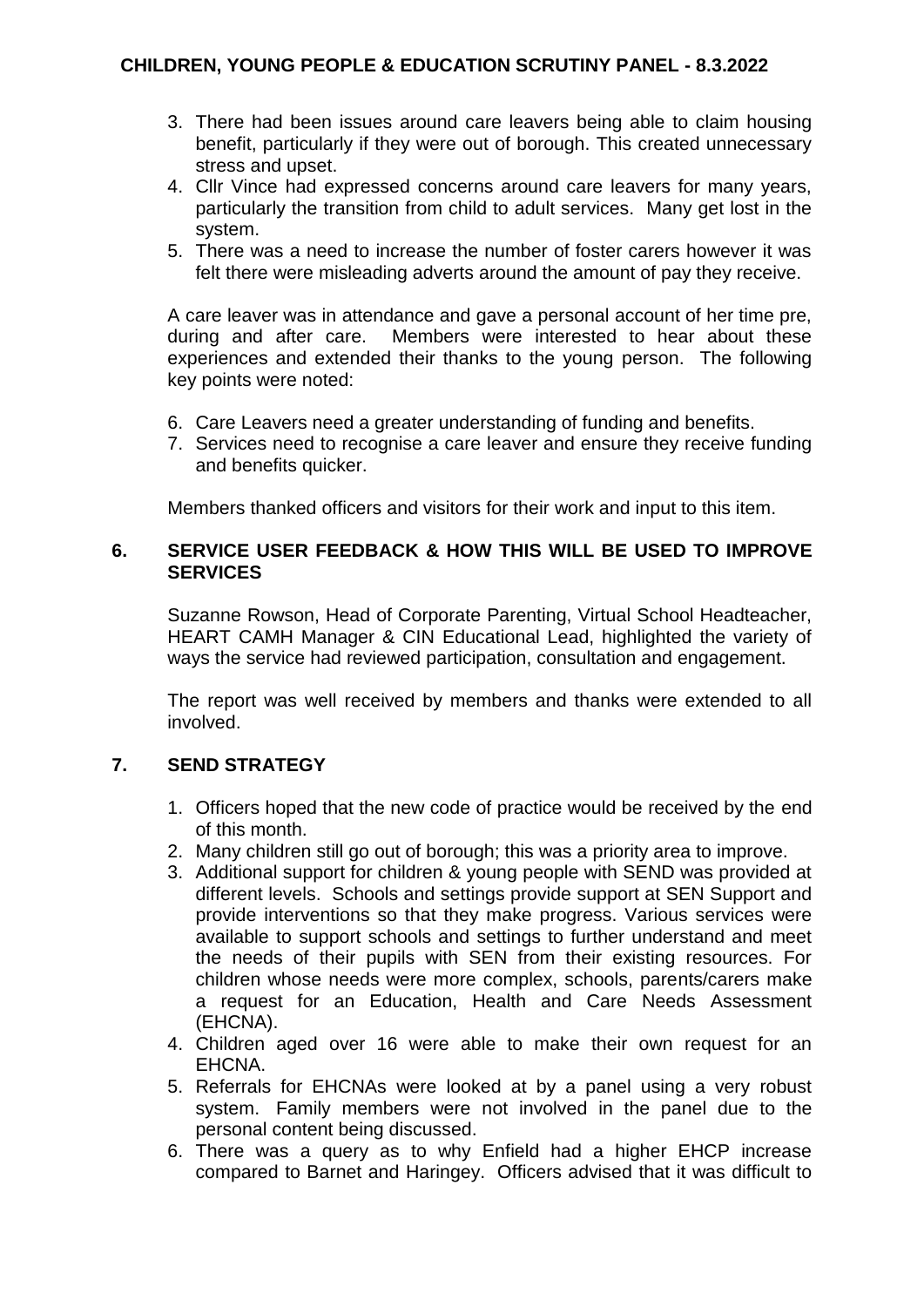3. There had been issues around care leavers being able to claim housing benefit, particularly if they were out of borough. This created unnecessary stress and upset.
4. Cllr Vince had expressed concerns around care leavers for many years, particularly the transition from child to adult services. Many get lost in the system.
5. There was a need to increase the number of foster carers however it was felt there were misleading adverts around the amount of pay they receive.

A care leaver was in attendance and gave a personal account of her time pre, during and after care. Members were interested to hear about these experiences and extended their thanks to the young person. The following key points were noted:

6. Care Leavers need a greater understanding of funding and benefits.
7. Services need to recognise a care leaver and ensure they receive funding and benefits quicker.

Members thanked officers and visitors for their work and input to this item.

## 6. SERVICE USER FEEDBACK & HOW THIS WILL BE USED TO IMPROVE SERVICES

Suzanne Rowson, Head of Corporate Parenting, Virtual School Headteacher, HEART CAMH Manager & CIN Educational Lead, highlighted the variety of ways the service had reviewed participation, consultation and engagement.

The report was well received by members and thanks were extended to all involved.

## 7. SEND STRATEGY

1. Officers hoped that the new code of practice would be received by the end of this month.
2. Many children still go out of borough; this was a priority area to improve.
3. Additional support for children & young people with SEND was provided at different levels. Schools and settings provide support at SEN Support and provide interventions so that they make progress. Various services were available to support schools and settings to further understand and meet the needs of their pupils with SEN from their existing resources. For children whose needs were more complex, schools, parents/carers make a request for an Education, Health and Care Needs Assessment (EHCNA).
4. Children aged over 16 were able to make their own request for an EHCNA.
5. Referrals for EHCNAs were looked at by a panel using a very robust system. Family members were not involved in the panel due to the personal content being discussed.
6. There was a query as to why Enfield had a higher EHCP increase compared to Barnet and Haringey. Officers advised that it was difficult to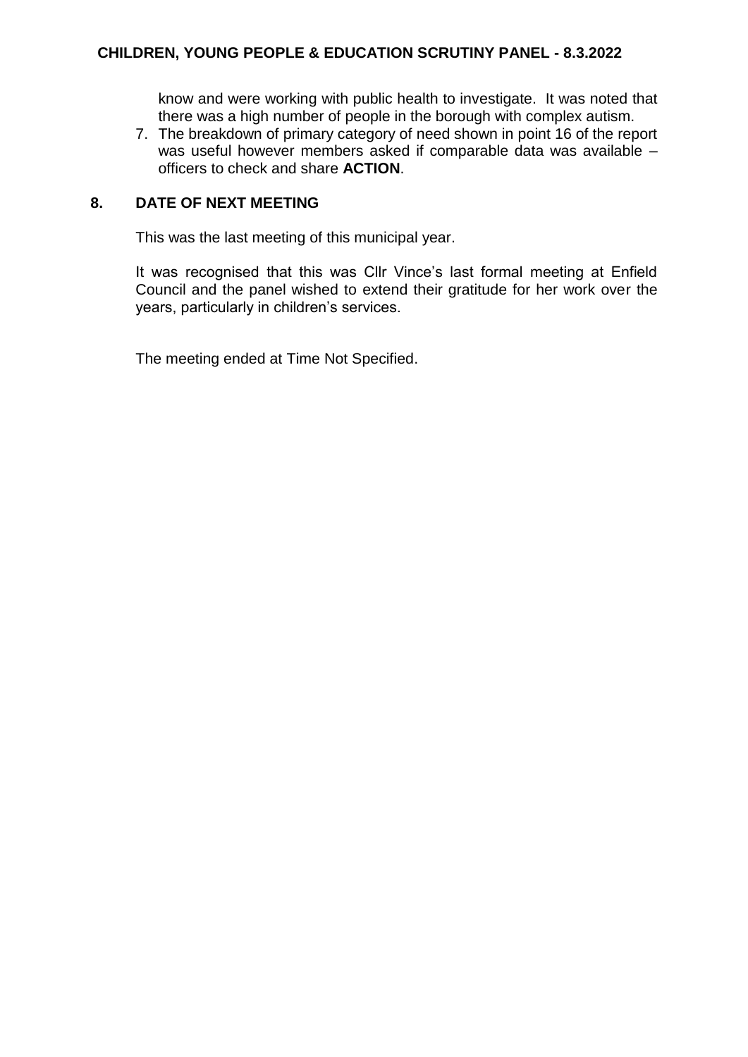know and were working with public health to investigate. It was noted that there was a high number of people in the borough with complex autism.

7. The breakdown of primary category of need shown in point 16 of the report was useful however members asked if comparable data was available – officers to check and share **ACTION**.

## 8. DATE OF NEXT MEETING

This was the last meeting of this municipal year.

It was recognised that this was Cllr Vince's last formal meeting at Enfield Council and the panel wished to extend their gratitude for her work over the years, particularly in children's services.

The meeting ended at Time Not Specified.